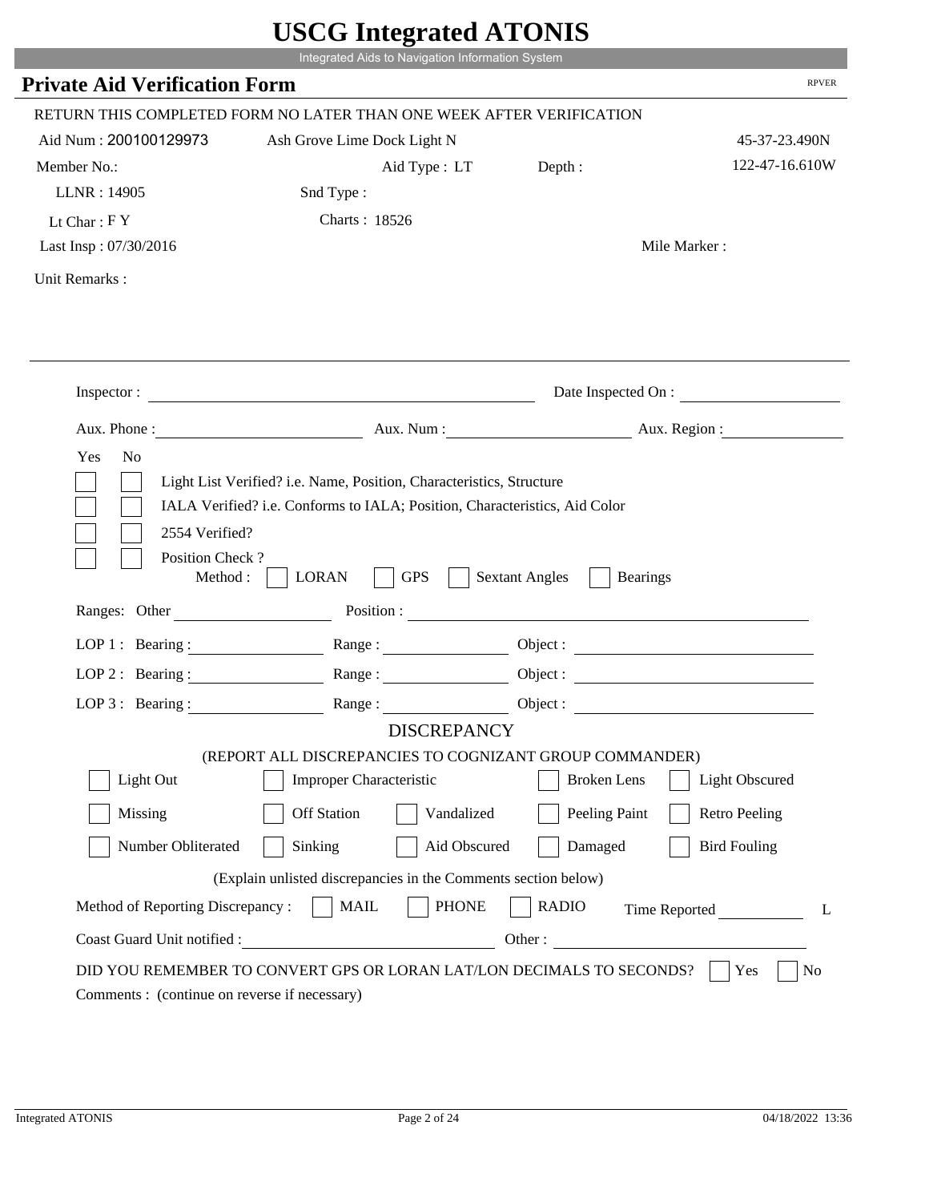# USCG Integrated ATONIS

Integrated Aids to Navigation Information System

## Private Aid Verification Form

RPVER

RETURN THIS COMPLETED FORM NO LATER THAN ONE WEEK AFTER VERIFICATION

Aid Num : 200100129973     Ash Grove Lime Dock Light N     45-37-23.490N

Member No.:     Aid Type : LT     Depth :     122-47-16.610W

LLNR : 14905     Snd Type :

Lt Char : F Y     Charts : 18526

Last Insp : 07/30/2016     Mile Marker :

Unit Remarks :

Inspector : _______________     Date Inspected On : _______________

Aux. Phone : _______________     Aux. Num : _______________     Aux. Region : _______________

Yes  No

- [ ] [ ] Light List Verified? i.e. Name, Position, Characteristics, Structure
- [ ] [ ] IALA Verified? i.e. Conforms to IALA; Position, Characteristics, Aid Color
- [ ] [ ] 2554 Verified?
- [ ] [ ] Position Check ?

Method : [ ] LORAN [ ] GPS [ ] Sextant Angles [ ] Bearings

Ranges: Other _______________     Position : _______________

LOP 1 : Bearing : _______________     Range : _______________     Object : _______________

LOP 2 : Bearing : _______________     Range : _______________     Object : _______________

LOP 3 : Bearing : _______________     Range : _______________     Object : _______________

### DISCREPANCY

(REPORT ALL DISCREPANCIES TO COGNIZANT GROUP COMMANDER)

| | | | | |
|---|---|---|---|---|
| [ ] Light Out | [ ] Improper Characteristic | | [ ] Broken Lens | [ ] Light Obscured |
| [ ] Missing | [ ] Off Station | [ ] Vandalized | [ ] Peeling Paint | [ ] Retro Peeling |
| [ ] Number Obliterated | [ ] Sinking | [ ] Aid Obscured | [ ] Damaged | [ ] Bird Fouling |

(Explain unlisted discrepancies in the Comments section below)

Method of Reporting Discrepancy : [ ] MAIL [ ] PHONE [ ] RADIO     Time Reported _______________ L

Coast Guard Unit notified : _______________     Other : _______________

DID YOU REMEMBER TO CONVERT GPS OR LORAN LAT/LON DECIMALS TO SECONDS? [ ] Yes [ ] No

Comments : (continue on reverse if necessary)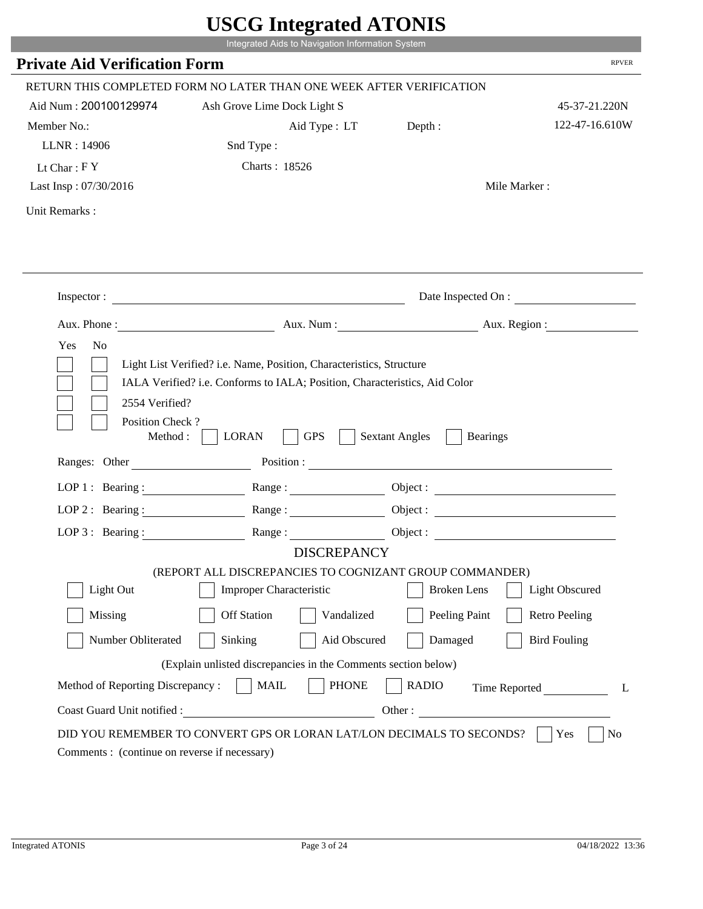# USCG Integrated ATONIS

Integrated Aids to Navigation Information System

## Private Aid Verification Form

RPVER

RETURN THIS COMPLETED FORM NO LATER THAN ONE WEEK AFTER VERIFICATION

Aid Num : 200100129974 &nbsp;&nbsp; Ash Grove Lime Dock Light S &nbsp;&nbsp; 45-37-21.220N

Member No.: &nbsp;&nbsp; Aid Type : LT &nbsp;&nbsp; Depth : &nbsp;&nbsp; 122-47-16.610W

LLNR : 14906 &nbsp;&nbsp; Snd Type :

Lt Char : F Y &nbsp;&nbsp; Charts : 18526

Last Insp : 07/30/2016 &nbsp;&nbsp; Mile Marker :

Unit Remarks :

---

Inspector : &nbsp;&nbsp; Date Inspected On :

Aux. Phone : &nbsp;&nbsp; Aux. Num : &nbsp;&nbsp; Aux. Region :

Yes No

- [ ] [ ] Light List Verified? i.e. Name, Position, Characteristics, Structure
- [ ] [ ] IALA Verified? i.e. Conforms to IALA; Position, Characteristics, Aid Color
- [ ] [ ] 2554 Verified?
- [ ] [ ] Position Check ?

Method : [ ] LORAN [ ] GPS [ ] Sextant Angles [ ] Bearings

Ranges: Other &nbsp;&nbsp; Position :

LOP 1 : Bearing : &nbsp;&nbsp; Range : &nbsp;&nbsp; Object :

LOP 2 : Bearing : &nbsp;&nbsp; Range : &nbsp;&nbsp; Object :

LOP 3 : Bearing : &nbsp;&nbsp; Range : &nbsp;&nbsp; Object :

### DISCREPANCY

(REPORT ALL DISCREPANCIES TO COGNIZANT GROUP COMMANDER)

| | | | | |
|---|---|---|---|---|
| [ ] Light Out | [ ] Improper Characteristic | | [ ] Broken Lens | [ ] Light Obscured |
| [ ] Missing | [ ] Off Station | [ ] Vandalized | [ ] Peeling Paint | [ ] Retro Peeling |
| [ ] Number Obliterated | [ ] Sinking | [ ] Aid Obscured | [ ] Damaged | [ ] Bird Fouling |

(Explain unlisted discrepancies in the Comments section below)

Method of Reporting Discrepancy : [ ] MAIL [ ] PHONE [ ] RADIO &nbsp;&nbsp; Time Reported &nbsp;&nbsp; L

Coast Guard Unit notified : &nbsp;&nbsp; Other :

DID YOU REMEMBER TO CONVERT GPS OR LORAN LAT/LON DECIMALS TO SECONDS? [ ] Yes [ ] No

Comments : (continue on reverse if necessary)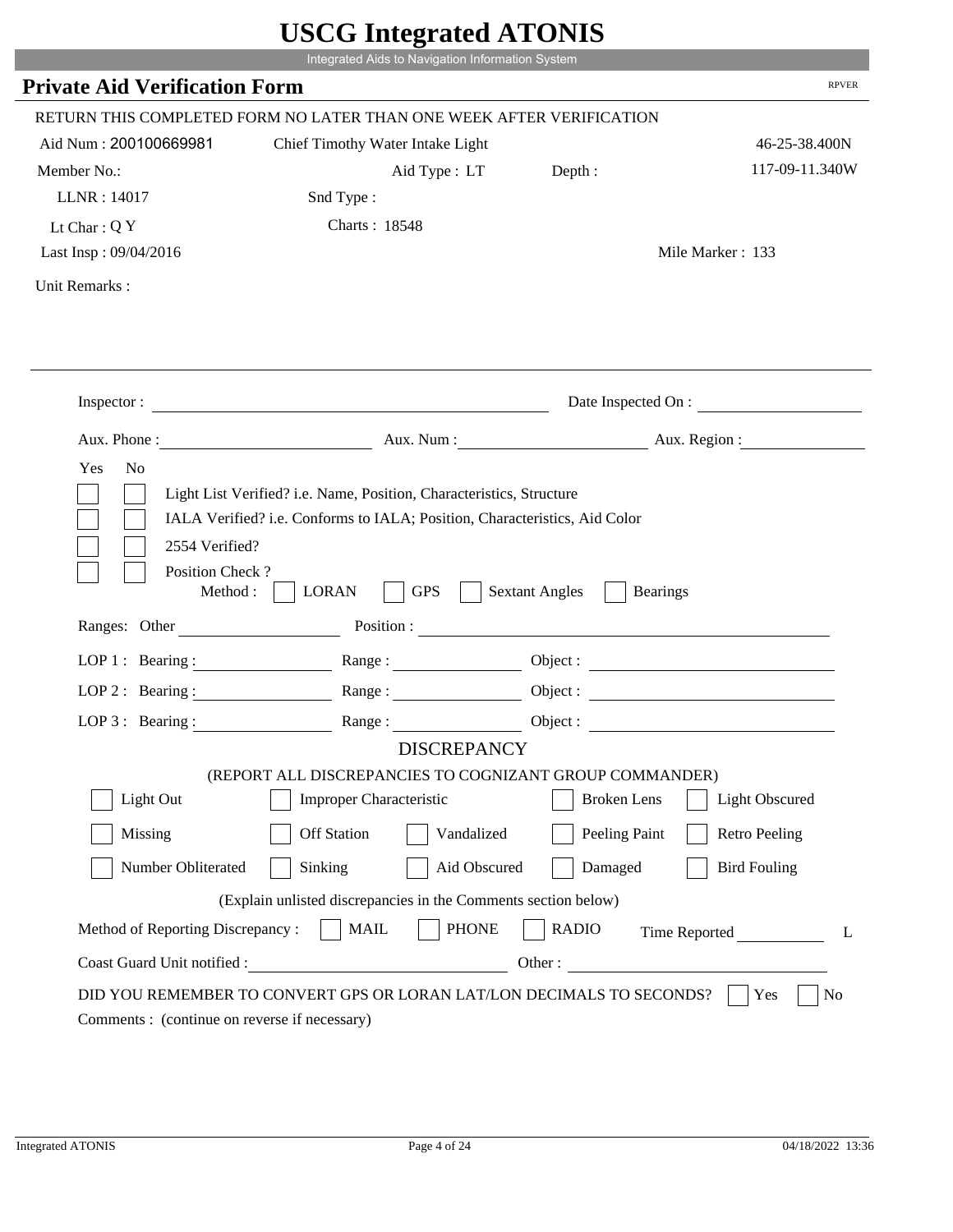# USCG Integrated ATONIS

Integrated Aids to Navigation Information System

## Private Aid Verification Form

RPVER

RETURN THIS COMPLETED FORM NO LATER THAN ONE WEEK AFTER VERIFICATION

Aid Num : 200100669981 Chief Timothy Water Intake Light 46-25-38.400N

Member No.: Aid Type : LT Depth : 117-09-11.340W

LLNR : 14017 Snd Type :

Lt Char : Q Y Charts : 18548

Last Insp : 09/04/2016 Mile Marker : 133

Unit Remarks :

Inspector : Date Inspected On :

Aux. Phone : Aux. Num : Aux. Region :

Yes No

- [ ] [ ] Light List Verified? i.e. Name, Position, Characteristics, Structure
- [ ] [ ] IALA Verified? i.e. Conforms to IALA; Position, Characteristics, Aid Color
- [ ] [ ] 2554 Verified?
- [ ] [ ] Position Check ?

Method : [ ] LORAN [ ] GPS [ ] Sextant Angles [ ] Bearings

Ranges: Other Position :

LOP 1 : Bearing : Range : Object :

LOP 2 : Bearing : Range : Object :

LOP 3 : Bearing : Range : Object :

### DISCREPANCY

(REPORT ALL DISCREPANCIES TO COGNIZANT GROUP COMMANDER)

- [ ] Light Out
- [ ] Improper Characteristic
- [ ] Broken Lens
- [ ] Light Obscured
- [ ] Missing
- [ ] Off Station
- [ ] Vandalized
- [ ] Peeling Paint
- [ ] Retro Peeling
- [ ] Number Obliterated
- [ ] Sinking
- [ ] Aid Obscured
- [ ] Damaged
- [ ] Bird Fouling

(Explain unlisted discrepancies in the Comments section below)

Method of Reporting Discrepancy : [ ] MAIL [ ] PHONE [ ] RADIO Time Reported L

Coast Guard Unit notified : Other :

DID YOU REMEMBER TO CONVERT GPS OR LORAN LAT/LON DECIMALS TO SECONDS? [ ] Yes [ ] No

Comments : (continue on reverse if necessary)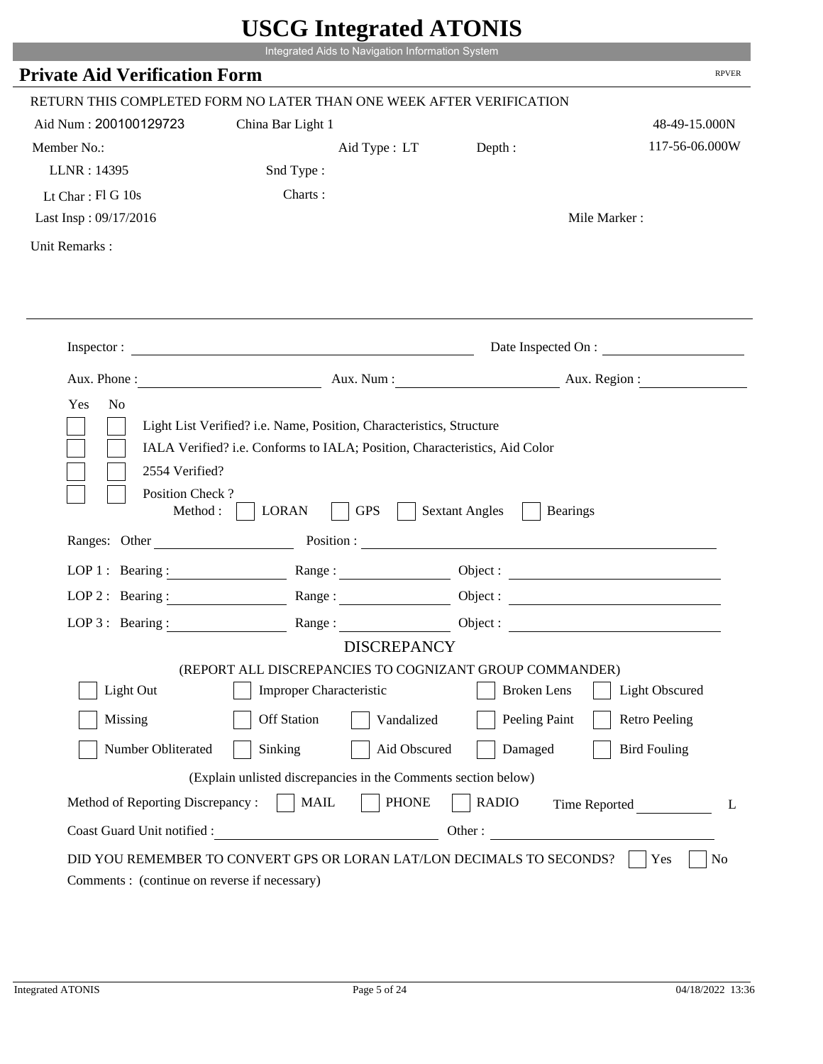# USCG Integrated ATONIS

Integrated Aids to Navigation Information System

## Private Aid Verification Form

RPVER

RETURN THIS COMPLETED FORM NO LATER THAN ONE WEEK AFTER VERIFICATION

Aid Num : 200100129723 China Bar Light 1 48-49-15.000N

Member No.: Aid Type : LT Depth : 117-56-06.000W

LLNR : 14395 Snd Type :

Lt Char : Fl G 10s Charts :

Last Insp : 09/17/2016 Mile Marker :

Unit Remarks :

Inspector : Date Inspected On :

Aux. Phone : Aux. Num : Aux. Region :

Yes No

- Light List Verified? i.e. Name, Position, Characteristics, Structure
- IALA Verified? i.e. Conforms to IALA; Position, Characteristics, Aid Color
- 2554 Verified?
- Position Check ?

Method : LORAN GPS Sextant Angles Bearings

Ranges: Other Position :

LOP 1 : Bearing : Range : Object :

LOP 2 : Bearing : Range : Object :

LOP 3 : Bearing : Range : Object :

DISCREPANCY

(REPORT ALL DISCREPANCIES TO COGNIZANT GROUP COMMANDER)

| | | | | |
|---|---|---|---|---|
| Light Out | Improper Characteristic | | Broken Lens | Light Obscured |
| Missing | Off Station | Vandalized | Peeling Paint | Retro Peeling |
| Number Obliterated | Sinking | Aid Obscured | Damaged | Bird Fouling |

(Explain unlisted discrepancies in the Comments section below)

Method of Reporting Discrepancy : MAIL PHONE RADIO Time Reported L

Coast Guard Unit notified : Other :

DID YOU REMEMBER TO CONVERT GPS OR LORAN LAT/LON DECIMALS TO SECONDS? Yes No

Comments : (continue on reverse if necessary)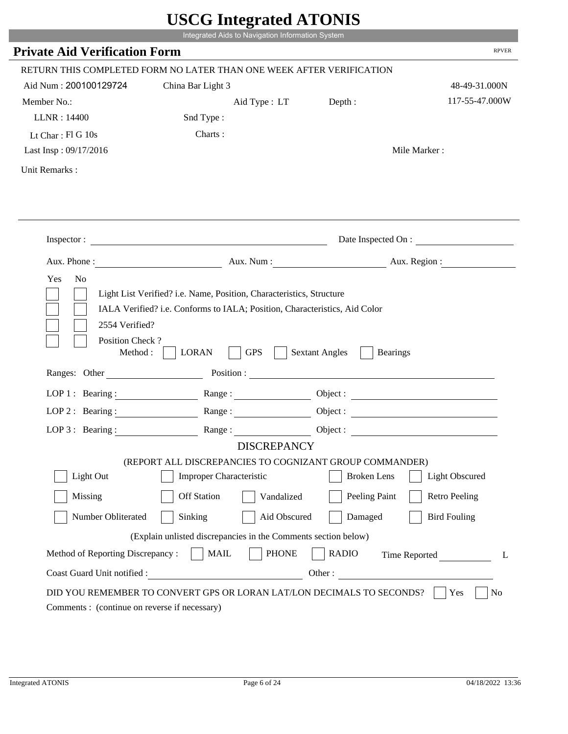# USCG Integrated ATONIS

Integrated Aids to Navigation Information System

## Private Aid Verification Form

RPVER

RETURN THIS COMPLETED FORM NO LATER THAN ONE WEEK AFTER VERIFICATION

Aid Num : 200100129724 China Bar Light 3 48-49-31.000N

Member No.: Aid Type : LT Depth : 117-55-47.000W

LLNR : 14400 Snd Type :

Lt Char : Fl G 10s Charts :

Last Insp : 09/17/2016 Mile Marker :

Unit Remarks :

Inspector : Date Inspected On :

Aux. Phone : Aux. Num : Aux. Region :

Yes No

Light List Verified? i.e. Name, Position, Characteristics, Structure

IALA Verified? i.e. Conforms to IALA; Position, Characteristics, Aid Color

2554 Verified?

Position Check ?

Method : LORAN GPS Sextant Angles Bearings

Ranges: Other Position :

LOP 1 : Bearing : Range : Object :

LOP 2 : Bearing : Range : Object :

LOP 3 : Bearing : Range : Object :

DISCREPANCY

(REPORT ALL DISCREPANCIES TO COGNIZANT GROUP COMMANDER)

Light Out | Improper Characteristic | Broken Lens | Light Obscured

Missing | Off Station | Vandalized | Peeling Paint | Retro Peeling

Number Obliterated | Sinking | Aid Obscured | Damaged | Bird Fouling

(Explain unlisted discrepancies in the Comments section below)

Method of Reporting Discrepancy : MAIL PHONE RADIO Time Reported L

Coast Guard Unit notified : Other :

DID YOU REMEMBER TO CONVERT GPS OR LORAN LAT/LON DECIMALS TO SECONDS? Yes No

Comments : (continue on reverse if necessary)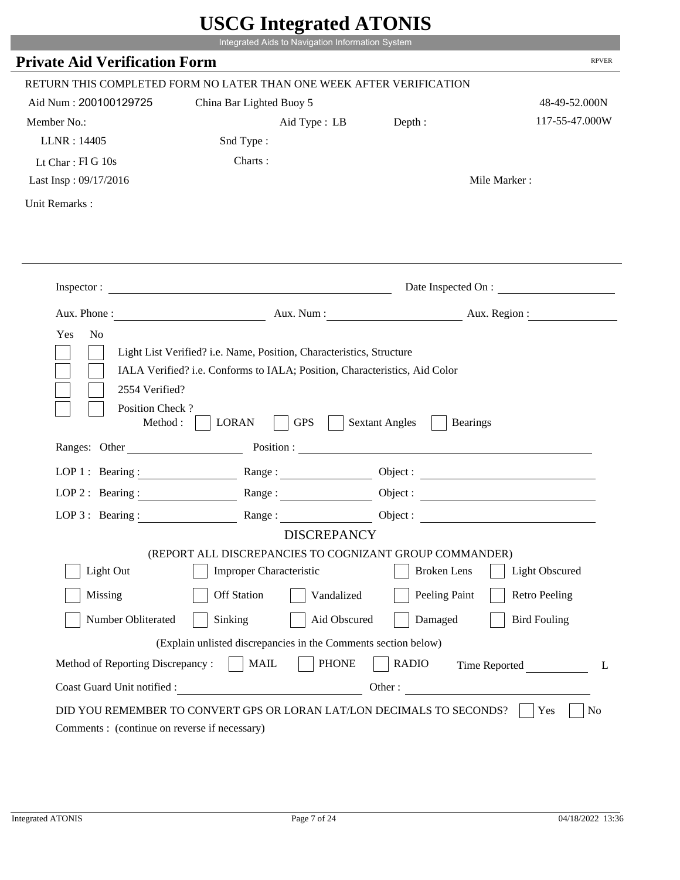# USCG Integrated ATONIS

Integrated Aids to Navigation Information System

## Private Aid Verification Form

RPVER

RETURN THIS COMPLETED FORM NO LATER THAN ONE WEEK AFTER VERIFICATION

Aid Num : 200100129725 China Bar Lighted Buoy 5 48-49-52.000N

Member No.: Aid Type : LB Depth : 117-55-47.000W

LLNR : 14405 Snd Type :

Lt Char : Fl G 10s Charts :

Last Insp : 09/17/2016 Mile Marker :

Unit Remarks :

Inspector : Date Inspected On :

Aux. Phone : Aux. Num : Aux. Region :

Yes No

- [ ] [ ] Light List Verified? i.e. Name, Position, Characteristics, Structure
- [ ] [ ] IALA Verified? i.e. Conforms to IALA; Position, Characteristics, Aid Color
- [ ] [ ] 2554 Verified?
- [ ] [ ] Position Check ?

Method : [ ] LORAN [ ] GPS [ ] Sextant Angles [ ] Bearings

Ranges: Other Position :

LOP 1 : Bearing : Range : Object :

LOP 2 : Bearing : Range : Object :

LOP 3 : Bearing : Range : Object :

### DISCREPANCY

(REPORT ALL DISCREPANCIES TO COGNIZANT GROUP COMMANDER)

- [ ] Light Out
- [ ] Improper Characteristic
- [ ] Broken Lens
- [ ] Light Obscured
- [ ] Missing
- [ ] Off Station
- [ ] Vandalized
- [ ] Peeling Paint
- [ ] Retro Peeling
- [ ] Number Obliterated
- [ ] Sinking
- [ ] Aid Obscured
- [ ] Damaged
- [ ] Bird Fouling

(Explain unlisted discrepancies in the Comments section below)

Method of Reporting Discrepancy : [ ] MAIL [ ] PHONE [ ] RADIO Time Reported L

Coast Guard Unit notified : Other :

DID YOU REMEMBER TO CONVERT GPS OR LORAN LAT/LON DECIMALS TO SECONDS? [ ] Yes [ ] No

Comments : (continue on reverse if necessary)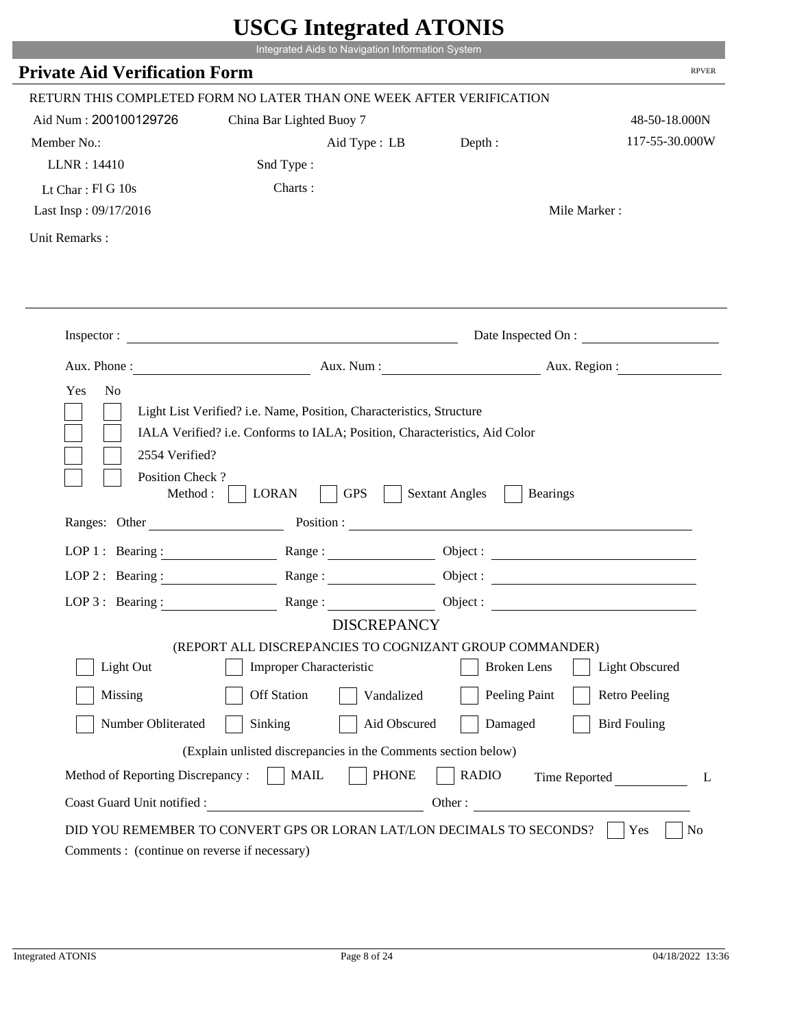# USCG Integrated ATONIS

Integrated Aids to Navigation Information System

## Private Aid Verification Form

RPVER

RETURN THIS COMPLETED FORM NO LATER THAN ONE WEEK AFTER VERIFICATION

Aid Num : 200100129726 China Bar Lighted Buoy 7 48-50-18.000N

Member No.: Aid Type : LB Depth : 117-55-30.000W

LLNR : 14410 Snd Type :

Lt Char : Fl G 10s Charts :

Last Insp : 09/17/2016 Mile Marker :

Unit Remarks :

Inspector : Date Inspected On :

Aux. Phone : Aux. Num : Aux. Region :

Yes No

Light List Verified? i.e. Name, Position, Characteristics, Structure

IALA Verified? i.e. Conforms to IALA; Position, Characteristics, Aid Color

2554 Verified?

Position Check ?

Method : LORAN GPS Sextant Angles Bearings

Ranges: Other Position :

LOP 1 : Bearing : Range : Object :

LOP 2 : Bearing : Range : Object :

LOP 3 : Bearing : Range : Object :

DISCREPANCY

(REPORT ALL DISCREPANCIES TO COGNIZANT GROUP COMMANDER)

Light Out | Improper Characteristic | Broken Lens | Light Obscured

Missing | Off Station | Vandalized | Peeling Paint | Retro Peeling

Number Obliterated | Sinking | Aid Obscured | Damaged | Bird Fouling

(Explain unlisted discrepancies in the Comments section below)

Method of Reporting Discrepancy : MAIL PHONE RADIO Time Reported L

Coast Guard Unit notified : Other :

DID YOU REMEMBER TO CONVERT GPS OR LORAN LAT/LON DECIMALS TO SECONDS? Yes No

Comments : (continue on reverse if necessary)